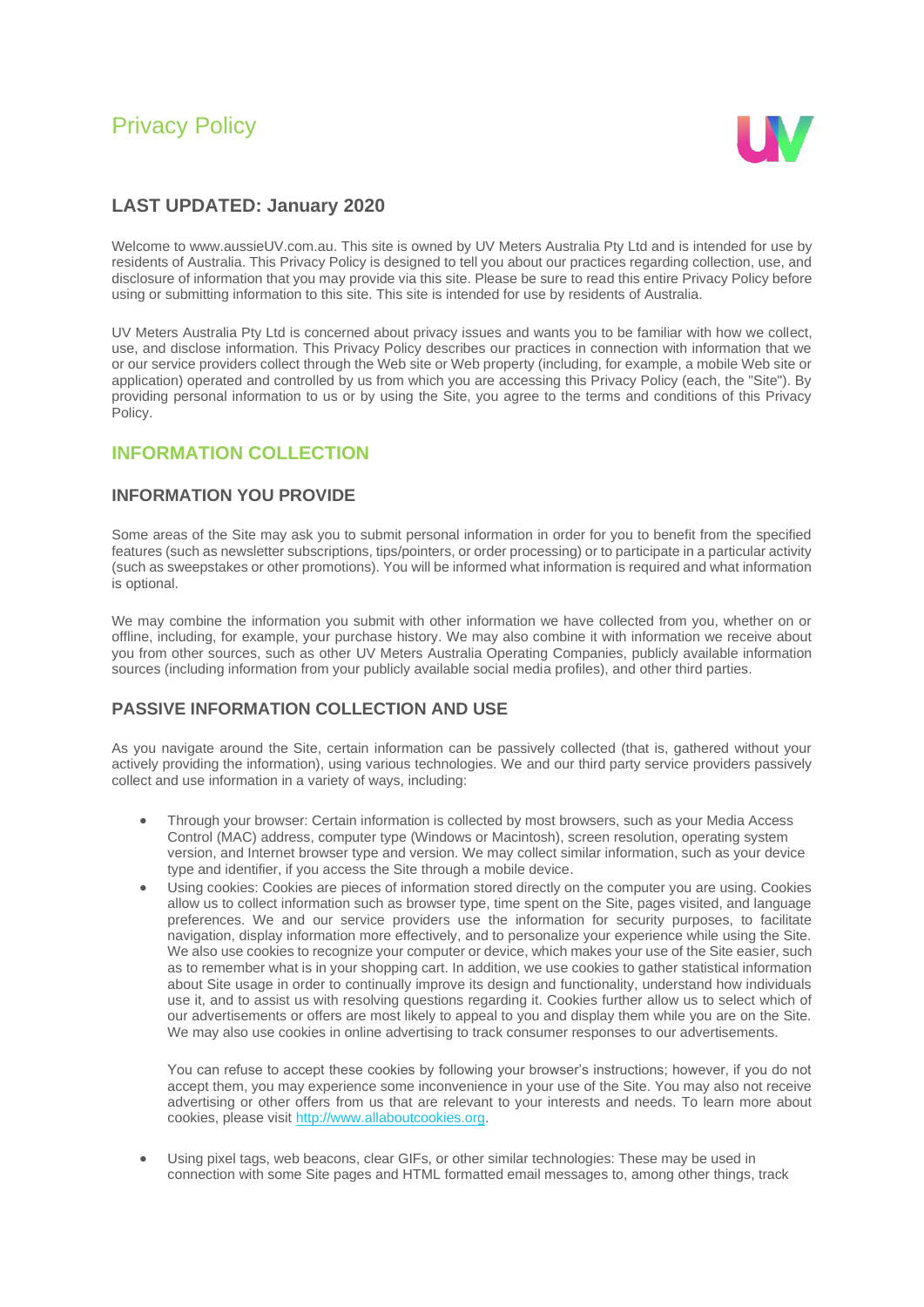# Privacy Policy

## LAST UPDATED: January 2020

Welcome to www.aussieUV.com.au. This site is owned by UV Meters Australia Pty Ltd and is intended for use by residents of Australia. This Privacy Policy is designed to tell you about our practices regarding collection, use, and disclosure of information that you may provide via this site. Please be sure to read this entire Privacy Policy before using or submitting information to this site. This site is intended for use by residents of Australia.

UV Meters Australia Pty Ltd is concerned about privacy issues and wants you to be familiar with how we collect, use, and disclose information. This Privacy Policy describes our practices in connection with information that we or our service providers collect through the Web site or Web property (including, for example, a mobile Web site or application) operated and controlled by us from which you are accessing this Privacy Policy (each, the "Site"). By providing personal information to us or by using the Site, you agree to the terms and conditions of this Privacy Policy.

## INFORMATION COLLECTION

### INFORMATION YOU PROVIDE

Some areas of the Site may ask you to submit personal information in order for you to benefit from the specified features (such as newsletter subscriptions, tips/pointers, or order processing) or to participate in a particular activity (such as sweepstakes or other promotions). You will be informed what information is required and what information is optional.

We may combine the information you submit with other information we have collected from you, whether on or offline, including, for example, your purchase history. We may also combine it with information we receive about you from other sources, such as other UV Meters Australia Operating Companies, publicly available information sources (including information from your publicly available social media profiles), and other third parties.

### PASSIVE INFORMATION COLLECTION AND USE

As you navigate around the Site, certain information can be passively collected (that is, gathered without your actively providing the information), using various technologies. We and our third party service providers passively collect and use information in a variety of ways, including:

- Through your browser: Certain information is collected by most browsers, such as your Media Access Control (MAC) address, computer type (Windows or Macintosh), screen resolution, operating system version, and Internet browser type and version. We may collect similar information, such as your device type and identifier, if you access the Site through a mobile device.
- Using cookies: Cookies are pieces of information stored directly on the computer you are using. Cookies allow us to collect information such as browser type, time spent on the Site, pages visited, and language preferences. We and our service providers use the information for security purposes, to facilitate navigation, display information more effectively, and to personalize your experience while using the Site. We also use cookies to recognize your computer or device, which makes your use of the Site easier, such as to remember what is in your shopping cart. In addition, we use cookies to gather statistical information about Site usage in order to continually improve its design and functionality, understand how individuals use it, and to assist us with resolving questions regarding it. Cookies further allow us to select which of our advertisements or offers are most likely to appeal to you and display them while you are on the Site. We may also use cookies in online advertising to track consumer responses to our advertisements.

  You can refuse to accept these cookies by following your browser's instructions; however, if you do not accept them, you may experience some inconvenience in your use of the Site. You may also not receive advertising or other offers from us that are relevant to your interests and needs. To learn more about cookies, please visit [http://www.allaboutcookies.org](http://www.allaboutcookies.org).

- Using pixel tags, web beacons, clear GIFs, or other similar technologies: These may be used in connection with some Site pages and HTML formatted email messages to, among other things, track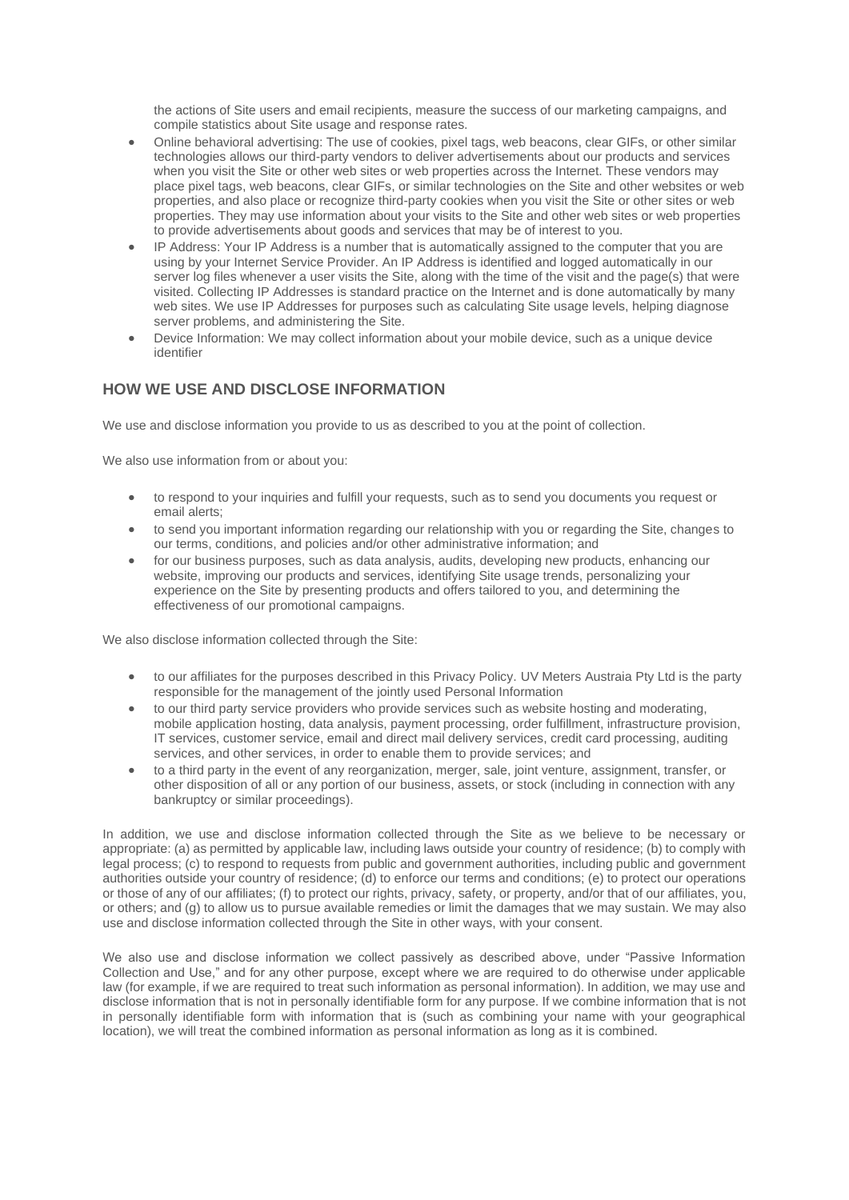the actions of Site users and email recipients, measure the success of our marketing campaigns, and compile statistics about Site usage and response rates.

- Online behavioral advertising: The use of cookies, pixel tags, web beacons, clear GIFs, or other similar technologies allows our third-party vendors to deliver advertisements about our products and services when you visit the Site or other web sites or web properties across the Internet. These vendors may place pixel tags, web beacons, clear GIFs, or similar technologies on the Site and other websites or web properties, and also place or recognize third-party cookies when you visit the Site or other sites or web properties. They may use information about your visits to the Site and other web sites or web properties to provide advertisements about goods and services that may be of interest to you.
- IP Address: Your IP Address is a number that is automatically assigned to the computer that you are using by your Internet Service Provider. An IP Address is identified and logged automatically in our server log files whenever a user visits the Site, along with the time of the visit and the page(s) that were visited. Collecting IP Addresses is standard practice on the Internet and is done automatically by many web sites. We use IP Addresses for purposes such as calculating Site usage levels, helping diagnose server problems, and administering the Site.
- Device Information: We may collect information about your mobile device, such as a unique device identifier

## HOW WE USE AND DISCLOSE INFORMATION

We use and disclose information you provide to us as described to you at the point of collection.

We also use information from or about you:

- to respond to your inquiries and fulfill your requests, such as to send you documents you request or email alerts;
- to send you important information regarding our relationship with you or regarding the Site, changes to our terms, conditions, and policies and/or other administrative information; and
- for our business purposes, such as data analysis, audits, developing new products, enhancing our website, improving our products and services, identifying Site usage trends, personalizing your experience on the Site by presenting products and offers tailored to you, and determining the effectiveness of our promotional campaigns.

We also disclose information collected through the Site:

- to our affiliates for the purposes described in this Privacy Policy. UV Meters Austraia Pty Ltd is the party responsible for the management of the jointly used Personal Information
- to our third party service providers who provide services such as website hosting and moderating, mobile application hosting, data analysis, payment processing, order fulfillment, infrastructure provision, IT services, customer service, email and direct mail delivery services, credit card processing, auditing services, and other services, in order to enable them to provide services; and
- to a third party in the event of any reorganization, merger, sale, joint venture, assignment, transfer, or other disposition of all or any portion of our business, assets, or stock (including in connection with any bankruptcy or similar proceedings).

In addition, we use and disclose information collected through the Site as we believe to be necessary or appropriate: (a) as permitted by applicable law, including laws outside your country of residence; (b) to comply with legal process; (c) to respond to requests from public and government authorities, including public and government authorities outside your country of residence; (d) to enforce our terms and conditions; (e) to protect our operations or those of any of our affiliates; (f) to protect our rights, privacy, safety, or property, and/or that of our affiliates, you, or others; and (g) to allow us to pursue available remedies or limit the damages that we may sustain. We may also use and disclose information collected through the Site in other ways, with your consent.

We also use and disclose information we collect passively as described above, under "Passive Information Collection and Use," and for any other purpose, except where we are required to do otherwise under applicable law (for example, if we are required to treat such information as personal information). In addition, we may use and disclose information that is not in personally identifiable form for any purpose. If we combine information that is not in personally identifiable form with information that is (such as combining your name with your geographical location), we will treat the combined information as personal information as long as it is combined.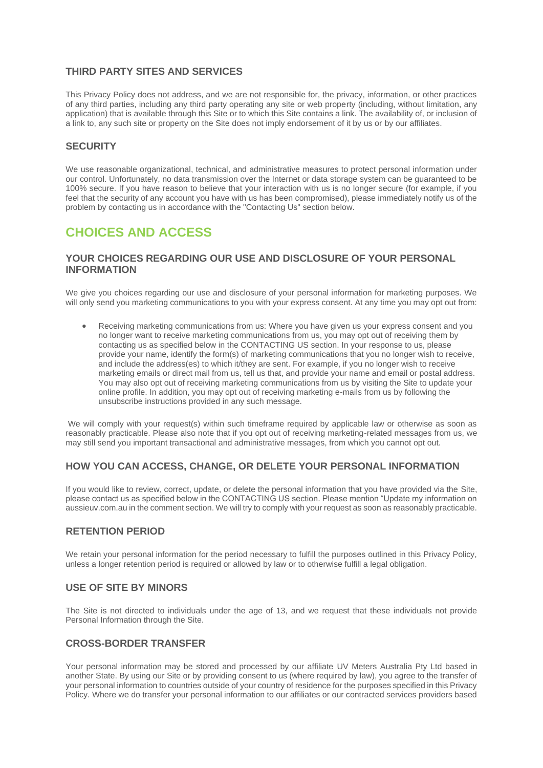### THIRD PARTY SITES AND SERVICES

This Privacy Policy does not address, and we are not responsible for, the privacy, information, or other practices of any third parties, including any third party operating any site or web property (including, without limitation, any application) that is available through this Site or to which this Site contains a link. The availability of, or inclusion of a link to, any such site or property on the Site does not imply endorsement of it by us or by our affiliates.

### SECURITY

We use reasonable organizational, technical, and administrative measures to protect personal information under our control. Unfortunately, no data transmission over the Internet or data storage system can be guaranteed to be 100% secure. If you have reason to believe that your interaction with us is no longer secure (for example, if you feel that the security of any account you have with us has been compromised), please immediately notify us of the problem by contacting us in accordance with the "Contacting Us" section below.

## CHOICES AND ACCESS

### YOUR CHOICES REGARDING OUR USE AND DISCLOSURE OF YOUR PERSONAL INFORMATION

We give you choices regarding our use and disclosure of your personal information for marketing purposes. We will only send you marketing communications to you with your express consent. At any time you may opt out from:

- Receiving marketing communications from us: Where you have given us your express consent and you no longer want to receive marketing communications from us, you may opt out of receiving them by contacting us as specified below in the CONTACTING US section. In your response to us, please provide your name, identify the form(s) of marketing communications that you no longer wish to receive, and include the address(es) to which it/they are sent. For example, if you no longer wish to receive marketing emails or direct mail from us, tell us that, and provide your name and email or postal address. You may also opt out of receiving marketing communications from us by visiting the Site to update your online profile. In addition, you may opt out of receiving marketing e-mails from us by following the unsubscribe instructions provided in any such message.

We will comply with your request(s) within such timeframe required by applicable law or otherwise as soon as reasonably practicable. Please also note that if you opt out of receiving marketing-related messages from us, we may still send you important transactional and administrative messages, from which you cannot opt out.

### HOW YOU CAN ACCESS, CHANGE, OR DELETE YOUR PERSONAL INFORMATION

If you would like to review, correct, update, or delete the personal information that you have provided via the Site, please contact us as specified below in the CONTACTING US section. Please mention "Update my information on aussieuv.com.au in the comment section. We will try to comply with your request as soon as reasonably practicable.

### RETENTION PERIOD

We retain your personal information for the period necessary to fulfill the purposes outlined in this Privacy Policy, unless a longer retention period is required or allowed by law or to otherwise fulfill a legal obligation.

### USE OF SITE BY MINORS

The Site is not directed to individuals under the age of 13, and we request that these individuals not provide Personal Information through the Site.

### CROSS-BORDER TRANSFER

Your personal information may be stored and processed by our affiliate UV Meters Australia Pty Ltd based in another State. By using our Site or by providing consent to us (where required by law), you agree to the transfer of your personal information to countries outside of your country of residence for the purposes specified in this Privacy Policy. Where we do transfer your personal information to our affiliates or our contracted services providers based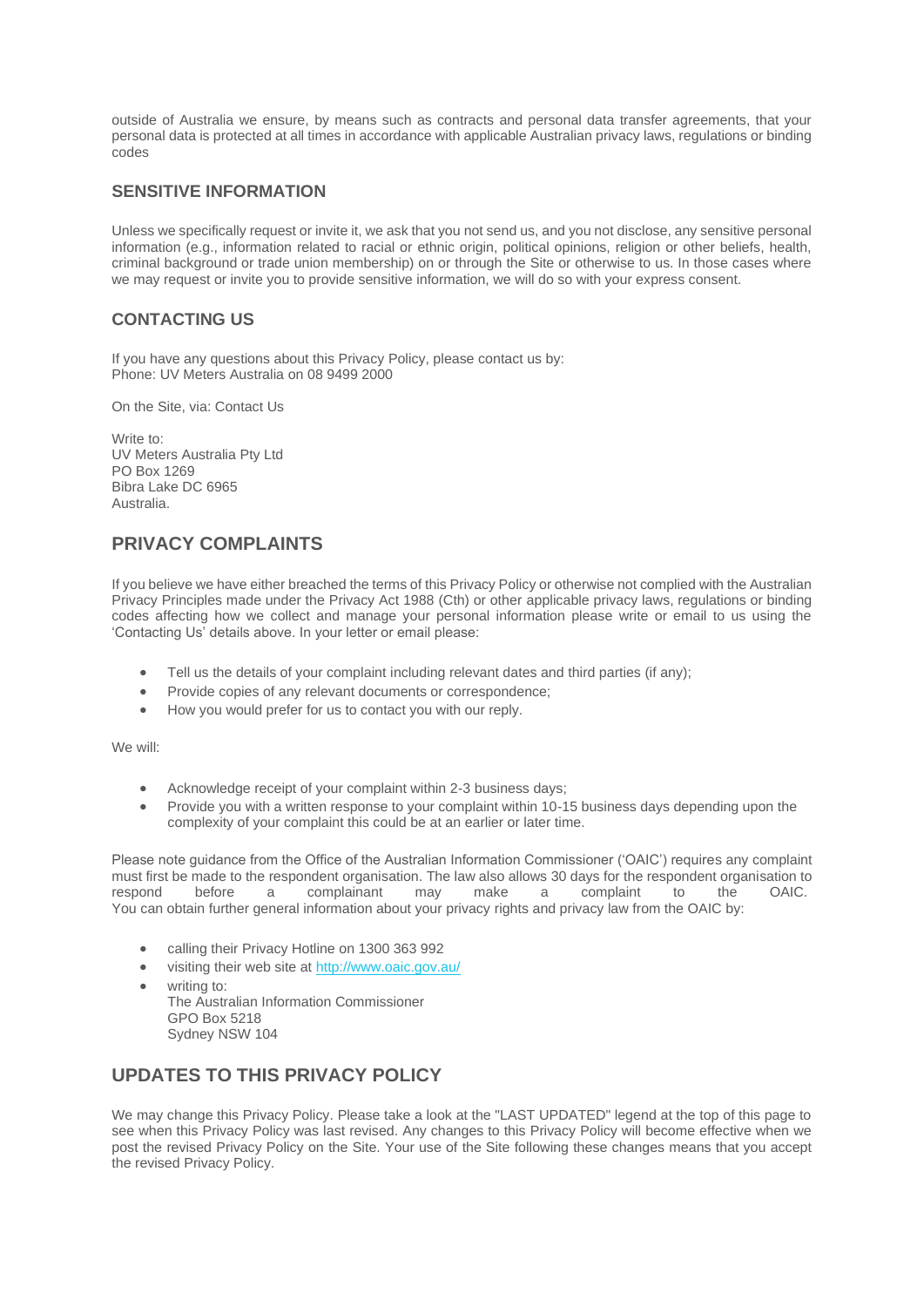outside of Australia we ensure, by means such as contracts and personal data transfer agreements, that your personal data is protected at all times in accordance with applicable Australian privacy laws, regulations or binding codes

## SENSITIVE INFORMATION

Unless we specifically request or invite it, we ask that you not send us, and you not disclose, any sensitive personal information (e.g., information related to racial or ethnic origin, political opinions, religion or other beliefs, health, criminal background or trade union membership) on or through the Site or otherwise to us. In those cases where we may request or invite you to provide sensitive information, we will do so with your express consent.

## CONTACTING US

If you have any questions about this Privacy Policy, please contact us by:
Phone: UV Meters Australia on 08 9499 2000

On the Site, via: Contact Us

Write to:
UV Meters Australia Pty Ltd
PO Box 1269
Bibra Lake DC 6965
Australia.

## PRIVACY COMPLAINTS

If you believe we have either breached the terms of this Privacy Policy or otherwise not complied with the Australian Privacy Principles made under the Privacy Act 1988 (Cth) or other applicable privacy laws, regulations or binding codes affecting how we collect and manage your personal information please write or email to us using the 'Contacting Us' details above. In your letter or email please:

- Tell us the details of your complaint including relevant dates and third parties (if any);
- Provide copies of any relevant documents or correspondence;
- How you would prefer for us to contact you with our reply.

We will:

- Acknowledge receipt of your complaint within 2-3 business days;
- Provide you with a written response to your complaint within 10-15 business days depending upon the complexity of your complaint this could be at an earlier or later time.

Please note guidance from the Office of the Australian Information Commissioner ('OAIC') requires any complaint must first be made to the respondent organisation. The law also allows 30 days for the respondent organisation to respond before a complainant may make a complaint to the OAIC.
You can obtain further general information about your privacy rights and privacy law from the OAIC by:

- calling their Privacy Hotline on 1300 363 992
- visiting their web site at http://www.oaic.gov.au/
- writing to:
  The Australian Information Commissioner
  GPO Box 5218
  Sydney NSW 104

## UPDATES TO THIS PRIVACY POLICY

We may change this Privacy Policy. Please take a look at the "LAST UPDATED" legend at the top of this page to see when this Privacy Policy was last revised. Any changes to this Privacy Policy will become effective when we post the revised Privacy Policy on the Site. Your use of the Site following these changes means that you accept the revised Privacy Policy.